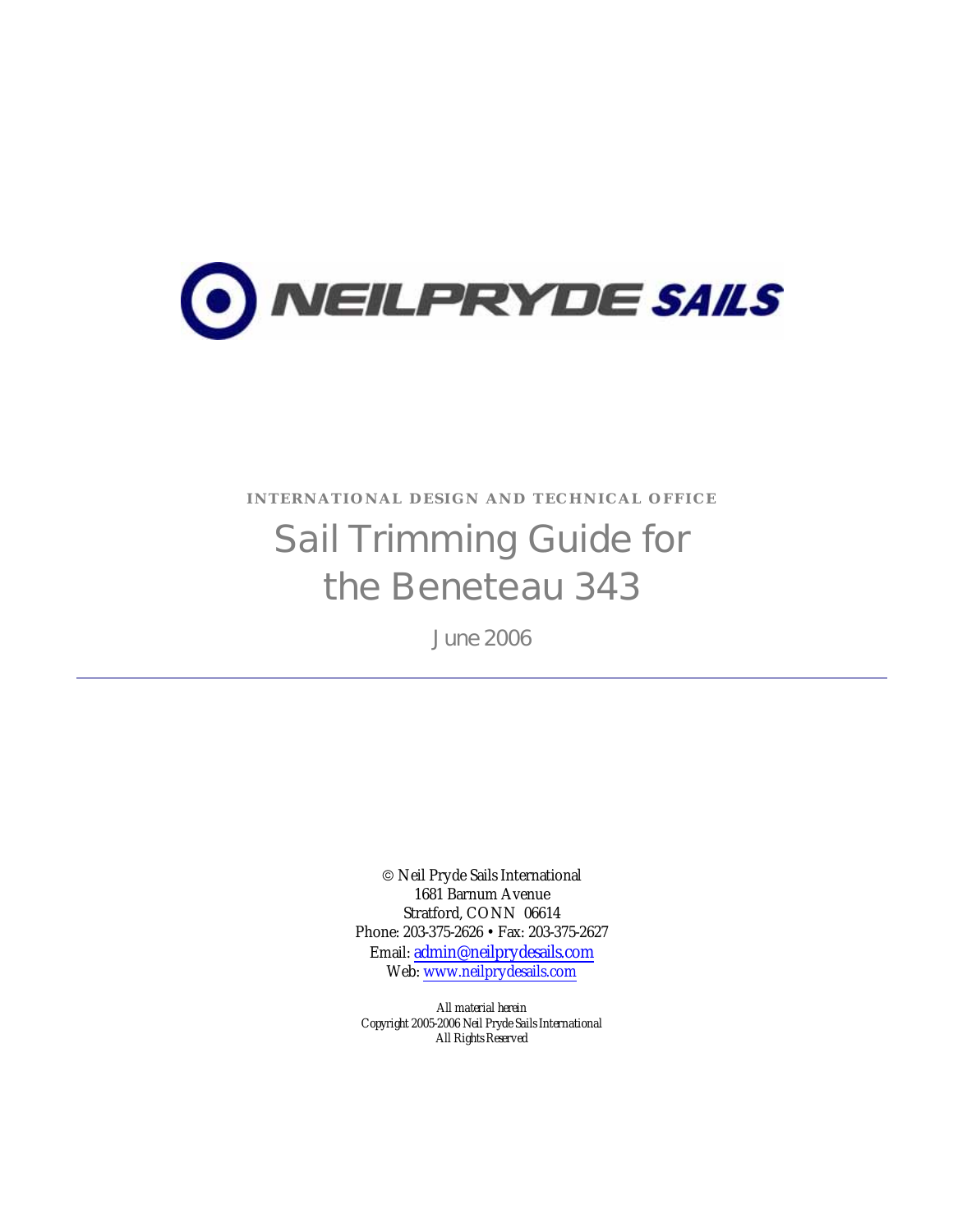NEILPRYDE SAILS

INTERNATIONAL DESIGN AND TECHNICAL OFFICE

# Sail Trimming Guide for the Beneteau 343

June 2006

---

© Neil Pryde Sails International
1681 Barnum Avenue
Stratford, CONN 06614
Phone: 203-375-2626 • Fax: 203-375-2627
Email: admin@neilprydesails.com
Web: www.neilprydesails.com

*All material herein*
*Copyright 2005-2006 Neil Pryde Sails International*
*All Rights Reserved*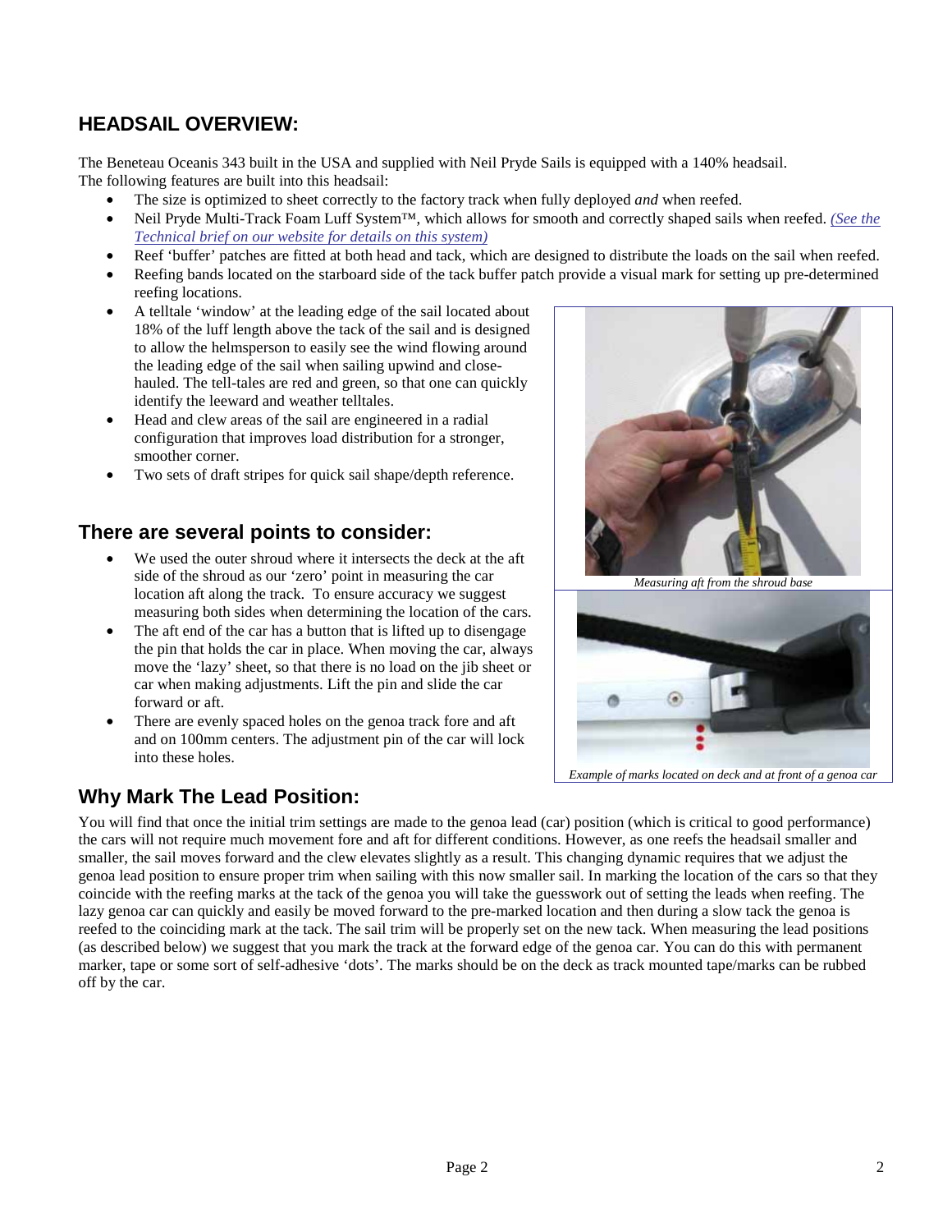## HEADSAIL OVERVIEW:

The Beneteau Oceanis 343 built in the USA and supplied with Neil Pryde Sails is equipped with a 140% headsail. The following features are built into this headsail:

- The size is optimized to sheet correctly to the factory track when fully deployed *and* when reefed.
- Neil Pryde Multi-Track Foam Luff System™, which allows for smooth and correctly shaped sails when reefed. *(See the Technical brief on our website for details on this system)*
- Reef 'buffer' patches are fitted at both head and tack, which are designed to distribute the loads on the sail when reefed.
- Reefing bands located on the starboard side of the tack buffer patch provide a visual mark for setting up pre-determined reefing locations.
- A telltale 'window' at the leading edge of the sail located about 18% of the luff length above the tack of the sail and is designed to allow the helmsperson to easily see the wind flowing around the leading edge of the sail when sailing upwind and close-hauled. The tell-tales are red and green, so that one can quickly identify the leeward and weather telltales.
- Head and clew areas of the sail are engineered in a radial configuration that improves load distribution for a stronger, smoother corner.
- Two sets of draft stripes for quick sail shape/depth reference.

*Measuring aft from the shroud base*

*Example of marks located on deck and at front of a genoa car*

## There are several points to consider:

- We used the outer shroud where it intersects the deck at the aft side of the shroud as our 'zero' point in measuring the car location aft along the track. To ensure accuracy we suggest measuring both sides when determining the location of the cars.
- The aft end of the car has a button that is lifted up to disengage the pin that holds the car in place. When moving the car, always move the 'lazy' sheet, so that there is no load on the jib sheet or car when making adjustments. Lift the pin and slide the car forward or aft.
- There are evenly spaced holes on the genoa track fore and aft and on 100mm centers. The adjustment pin of the car will lock into these holes.

## Why Mark The Lead Position:

You will find that once the initial trim settings are made to the genoa lead (car) position (which is critical to good performance) the cars will not require much movement fore and aft for different conditions. However, as one reefs the headsail smaller and smaller, the sail moves forward and the clew elevates slightly as a result. This changing dynamic requires that we adjust the genoa lead position to ensure proper trim when sailing with this now smaller sail. In marking the location of the cars so that they coincide with the reefing marks at the tack of the genoa you will take the guesswork out of setting the leads when reefing. The lazy genoa car can quickly and easily be moved forward to the pre-marked location and then during a slow tack the genoa is reefed to the coinciding mark at the tack. The sail trim will be properly set on the new tack. When measuring the lead positions (as described below) we suggest that you mark the track at the forward edge of the genoa car. You can do this with permanent marker, tape or some sort of self-adhesive 'dots'. The marks should be on the deck as track mounted tape/marks can be rubbed off by the car.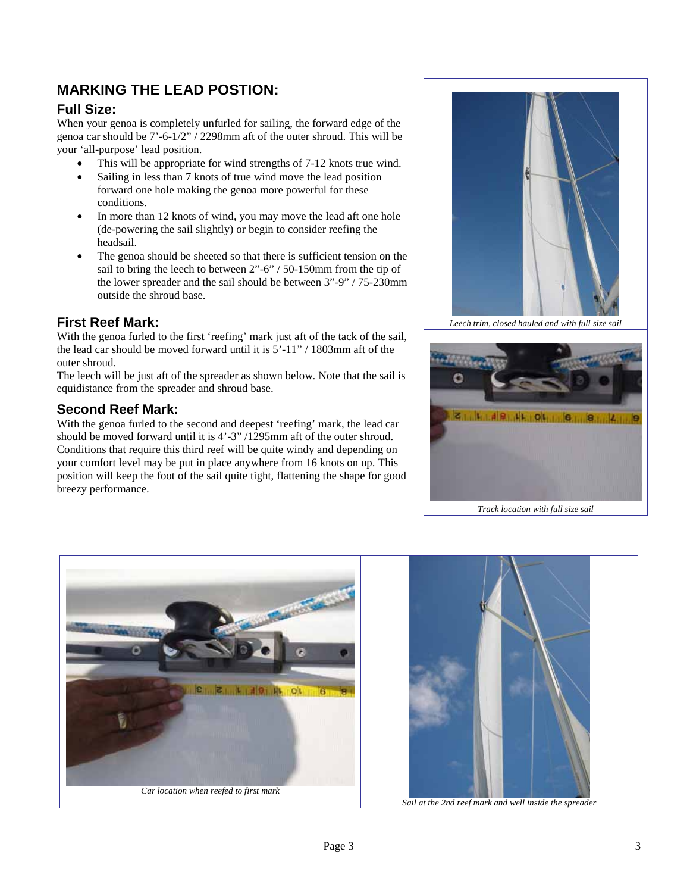## MARKING THE LEAD POSTION:

### Full Size:

When your genoa is completely unfurled for sailing, the forward edge of the genoa car should be 7'-6-1/2" / 2298mm aft of the outer shroud. This will be your 'all-purpose' lead position.

- This will be appropriate for wind strengths of 7-12 knots true wind.
- Sailing in less than 7 knots of true wind move the lead position forward one hole making the genoa more powerful for these conditions.
- In more than 12 knots of wind, you may move the lead aft one hole (de-powering the sail slightly) or begin to consider reefing the headsail.
- The genoa should be sheeted so that there is sufficient tension on the sail to bring the leech to between 2"-6" / 50-150mm from the tip of the lower spreader and the sail should be between 3"-9" / 75-230mm outside the shroud base.

*Leech trim, closed hauled and with full size sail*

*Track location with full size sail*

### First Reef Mark:

With the genoa furled to the first 'reefing' mark just aft of the tack of the sail, the lead car should be moved forward until it is 5'-11" / 1803mm aft of the outer shroud.

The leech will be just aft of the spreader as shown below. Note that the sail is equidistance from the spreader and shroud base.

### Second Reef Mark:

With the genoa furled to the second and deepest 'reefing' mark, the lead car should be moved forward until it is 4'-3" /1295mm aft of the outer shroud. Conditions that require this third reef will be quite windy and depending on your comfort level may be put in place anywhere from 16 knots on up. This position will keep the foot of the sail quite tight, flattening the shape for good breezy performance.

*Car location when reefed to first mark*

*Sail at the 2nd reef mark and well inside the spreader*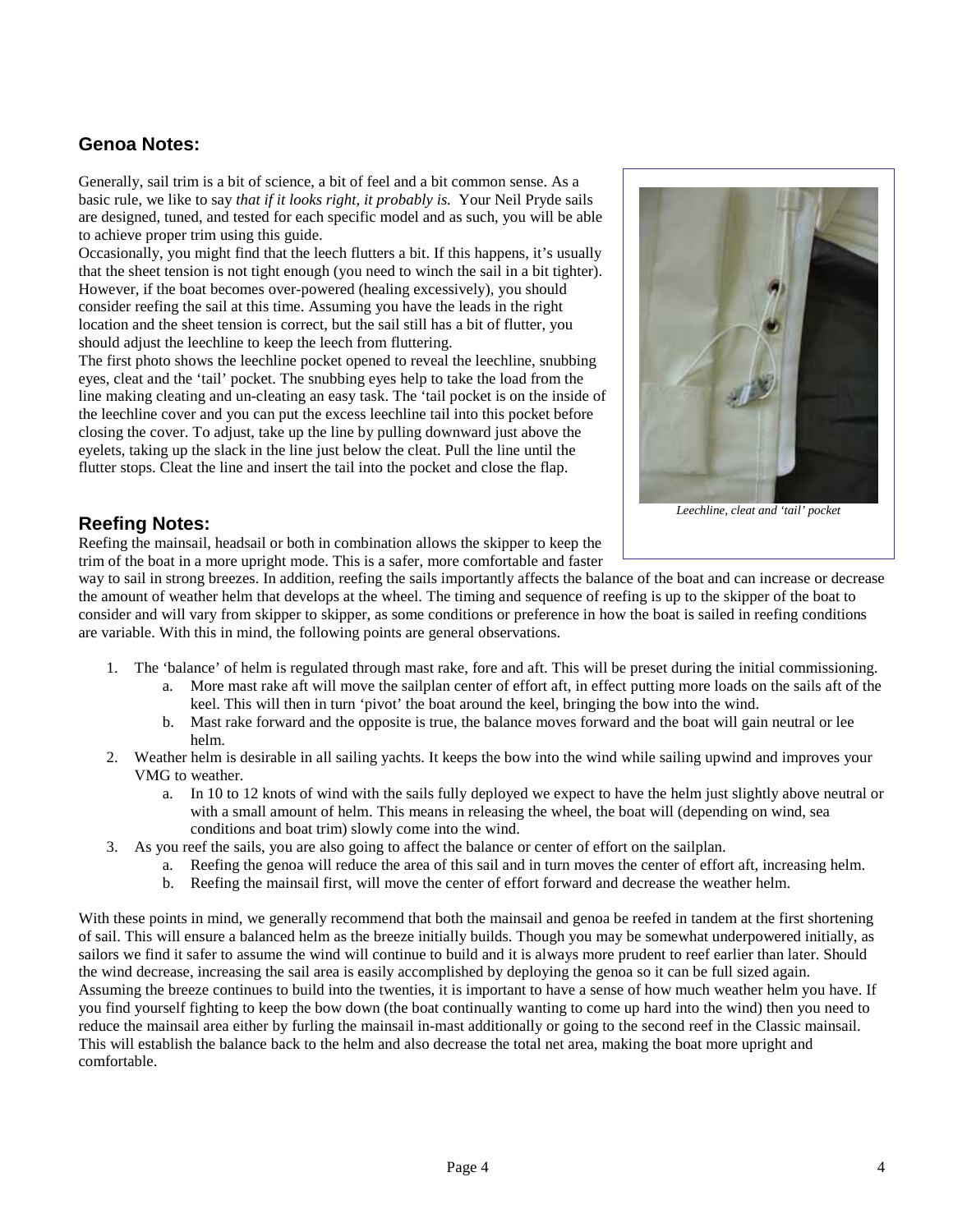## Genoa Notes:

Generally, sail trim is a bit of science, a bit of feel and a bit common sense. As a basic rule, we like to say *that if it looks right, it probably is.* Your Neil Pryde sails are designed, tuned, and tested for each specific model and as such, you will be able to achieve proper trim using this guide.

Occasionally, you might find that the leech flutters a bit. If this happens, it's usually that the sheet tension is not tight enough (you need to winch the sail in a bit tighter). However, if the boat becomes over-powered (healing excessively), you should consider reefing the sail at this time. Assuming you have the leads in the right location and the sheet tension is correct, but the sail still has a bit of flutter, you should adjust the leechline to keep the leech from fluttering.

The first photo shows the leechline pocket opened to reveal the leechline, snubbing eyes, cleat and the 'tail' pocket. The snubbing eyes help to take the load from the line making cleating and un-cleating an easy task. The 'tail pocket is on the inside of the leechline cover and you can put the excess leechline tail into this pocket before closing the cover. To adjust, take up the line by pulling downward just above the eyelets, taking up the slack in the line just below the cleat. Pull the line until the flutter stops. Cleat the line and insert the tail into the pocket and close the flap.

*Leechline, cleat and 'tail' pocket*

## Reefing Notes:

Reefing the mainsail, headsail or both in combination allows the skipper to keep the trim of the boat in a more upright mode. This is a safer, more comfortable and faster way to sail in strong breezes. In addition, reefing the sails importantly affects the balance of the boat and can increase or decrease the amount of weather helm that develops at the wheel. The timing and sequence of reefing is up to the skipper of the boat to consider and will vary from skipper to skipper, as some conditions or preference in how the boat is sailed in reefing conditions are variable. With this in mind, the following points are general observations.

1. The 'balance' of helm is regulated through mast rake, fore and aft. This will be preset during the initial commissioning.
   a. More mast rake aft will move the sailplan center of effort aft, in effect putting more loads on the sails aft of the keel. This will then in turn 'pivot' the boat around the keel, bringing the bow into the wind.
   b. Mast rake forward and the opposite is true, the balance moves forward and the boat will gain neutral or lee helm.
2. Weather helm is desirable in all sailing yachts. It keeps the bow into the wind while sailing upwind and improves your VMG to weather.
   a. In 10 to 12 knots of wind with the sails fully deployed we expect to have the helm just slightly above neutral or with a small amount of helm. This means in releasing the wheel, the boat will (depending on wind, sea conditions and boat trim) slowly come into the wind.
3. As you reef the sails, you are also going to affect the balance or center of effort on the sailplan.
   a. Reefing the genoa will reduce the area of this sail and in turn moves the center of effort aft, increasing helm.
   b. Reefing the mainsail first, will move the center of effort forward and decrease the weather helm.

With these points in mind, we generally recommend that both the mainsail and genoa be reefed in tandem at the first shortening of sail. This will ensure a balanced helm as the breeze initially builds. Though you may be somewhat underpowered initially, as sailors we find it safer to assume the wind will continue to build and it is always more prudent to reef earlier than later. Should the wind decrease, increasing the sail area is easily accomplished by deploying the genoa so it can be full sized again.
Assuming the breeze continues to build into the twenties, it is important to have a sense of how much weather helm you have. If you find yourself fighting to keep the bow down (the boat continually wanting to come up hard into the wind) then you need to reduce the mainsail area either by furling the mainsail in-mast additionally or going to the second reef in the Classic mainsail. This will establish the balance back to the helm and also decrease the total net area, making the boat more upright and comfortable.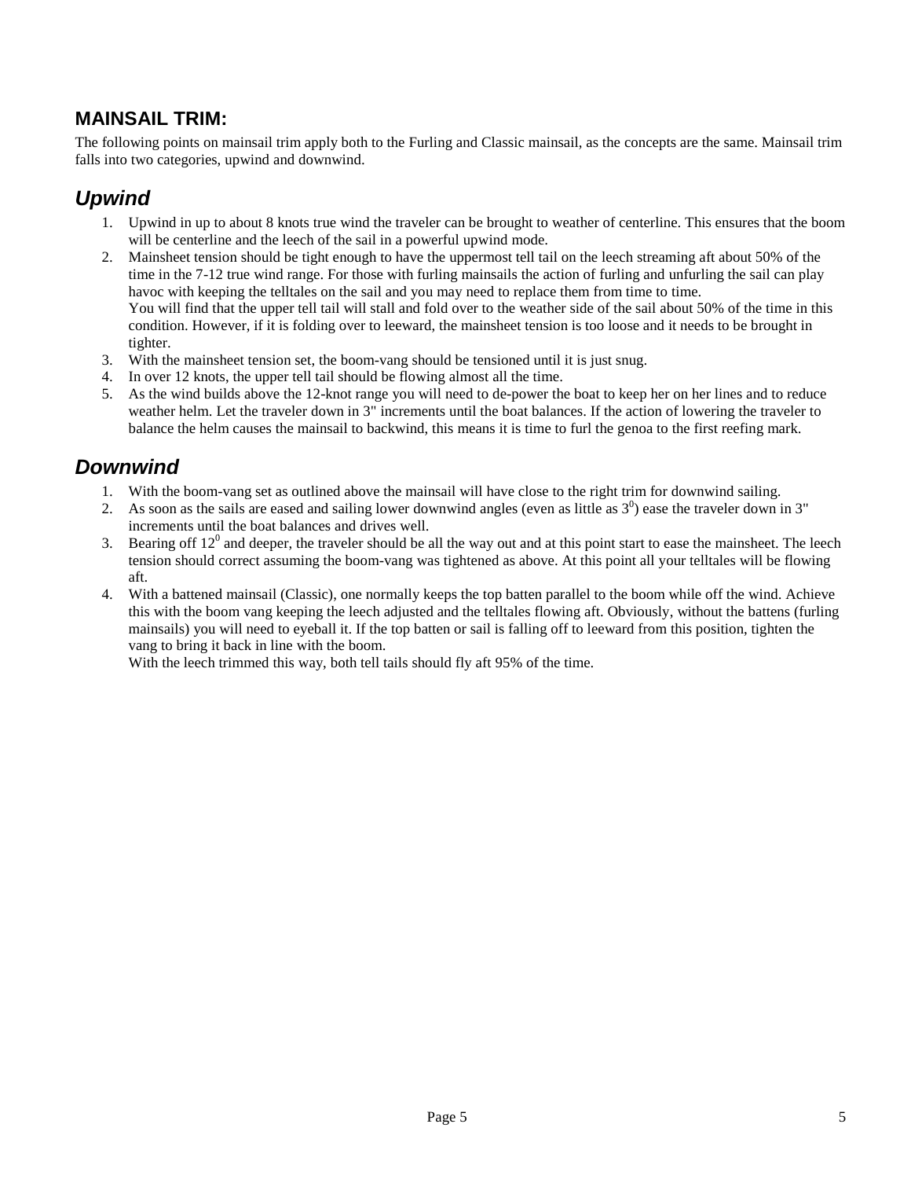## MAINSAIL TRIM:

The following points on mainsail trim apply both to the Furling and Classic mainsail, as the concepts are the same. Mainsail trim falls into two categories, upwind and downwind.

### *Upwind*

1. Upwind in up to about 8 knots true wind the traveler can be brought to weather of centerline. This ensures that the boom will be centerline and the leech of the sail in a powerful upwind mode.
2. Mainsheet tension should be tight enough to have the uppermost tell tail on the leech streaming aft about 50% of the time in the 7-12 true wind range. For those with furling mainsails the action of furling and unfurling the sail can play havoc with keeping the telltales on the sail and you may need to replace them from time to time.
   You will find that the upper tell tail will stall and fold over to the weather side of the sail about 50% of the time in this condition. However, if it is folding over to leeward, the mainsheet tension is too loose and it needs to be brought in tighter.
3. With the mainsheet tension set, the boom-vang should be tensioned until it is just snug.
4. In over 12 knots, the upper tell tail should be flowing almost all the time.
5. As the wind builds above the 12-knot range you will need to de-power the boat to keep her on her lines and to reduce weather helm. Let the traveler down in 3" increments until the boat balances. If the action of lowering the traveler to balance the helm causes the mainsail to backwind, this means it is time to furl the genoa to the first reefing mark.

### *Downwind*

1. With the boom-vang set as outlined above the mainsail will have close to the right trim for downwind sailing.
2. As soon as the sails are eased and sailing lower downwind angles (even as little as $3^0$) ease the traveler down in 3" increments until the boat balances and drives well.
3. Bearing off $12^0$ and deeper, the traveler should be all the way out and at this point start to ease the mainsheet. The leech tension should correct assuming the boom-vang was tightened as above. At this point all your telltales will be flowing aft.
4. With a battened mainsail (Classic), one normally keeps the top batten parallel to the boom while off the wind. Achieve this with the boom vang keeping the leech adjusted and the telltales flowing aft. Obviously, without the battens (furling mainsails) you will need to eyeball it. If the top batten or sail is falling off to leeward from this position, tighten the vang to bring it back in line with the boom.
   With the leech trimmed this way, both tell tails should fly aft 95% of the time.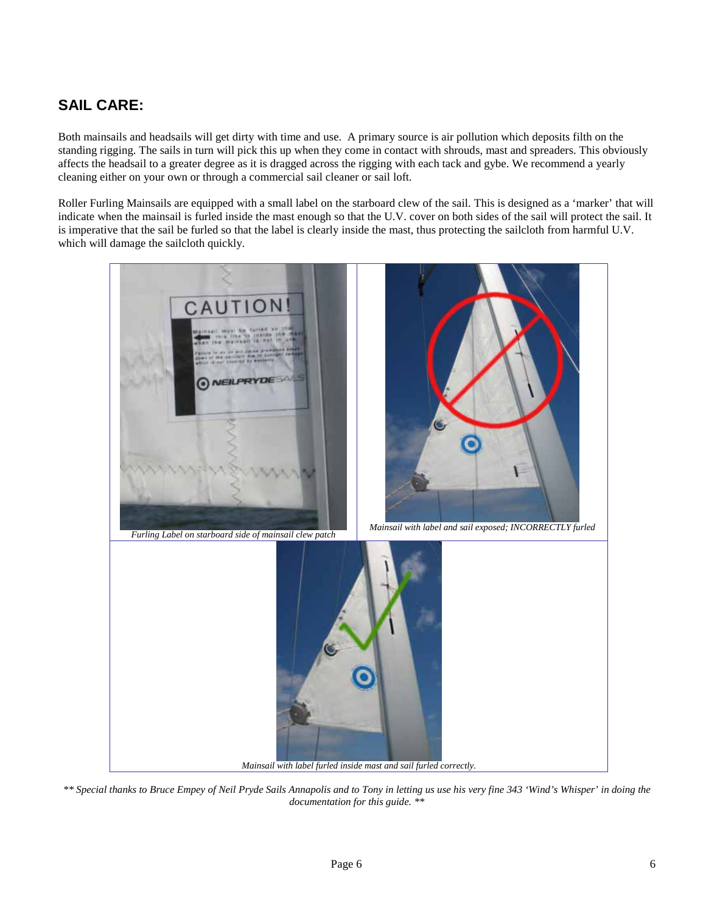## SAIL CARE:

Both mainsails and headsails will get dirty with time and use. A primary source is air pollution which deposits filth on the standing rigging. The sails in turn will pick this up when they come in contact with shrouds, mast and spreaders. This obviously affects the headsail to a greater degree as it is dragged across the rigging with each tack and gybe. We recommend a yearly cleaning either on your own or through a commercial sail cleaner or sail loft.

Roller Furling Mainsails are equipped with a small label on the starboard clew of the sail. This is designed as a 'marker' that will indicate when the mainsail is furled inside the mast enough so that the U.V. cover on both sides of the sail will protect the sail. It is imperative that the sail be furled so that the label is clearly inside the mast, thus protecting the sailcloth from harmful U.V. which will damage the sailcloth quickly.

*Furling Label on starboard side of mainsail clew patch*

*Mainsail with label and sail exposed; INCORRECTLY furled*

*Mainsail with label furled inside mast and sail furled correctly.*

*\*\* Special thanks to Bruce Empey of Neil Pryde Sails Annapolis and to Tony in letting us use his very fine 343 'Wind's Whisper' in doing the documentation for this guide. \*\**